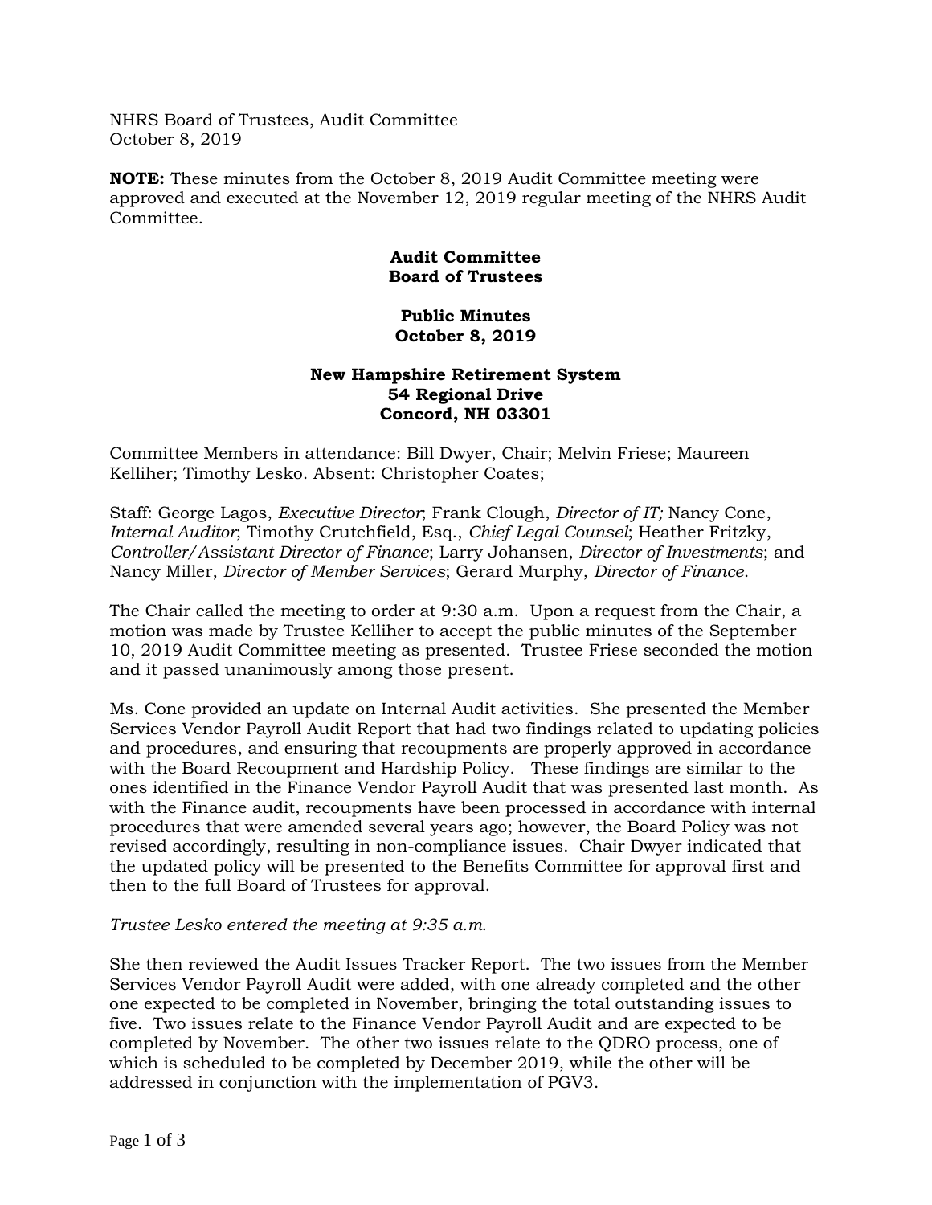NHRS Board of Trustees, Audit Committee
October 8, 2019

**NOTE:** These minutes from the October 8, 2019 Audit Committee meeting were approved and executed at the November 12, 2019 regular meeting of the NHRS Audit Committee.

**Audit Committee**
**Board of Trustees**

**Public Minutes**
**October 8, 2019**

**New Hampshire Retirement System**
**54 Regional Drive**
**Concord, NH 03301**

Committee Members in attendance: Bill Dwyer, Chair; Melvin Friese; Maureen Kelliher; Timothy Lesko. Absent: Christopher Coates;

Staff: George Lagos, *Executive Director*; Frank Clough, *Director of IT;* Nancy Cone, *Internal Auditor*; Timothy Crutchfield, Esq., *Chief Legal Counsel*; Heather Fritzky, *Controller/Assistant Director of Finance*; Larry Johansen, *Director of Investments*; and Nancy Miller, *Director of Member Services*; Gerard Murphy, *Director of Finance*.

The Chair called the meeting to order at 9:30 a.m. Upon a request from the Chair, a motion was made by Trustee Kelliher to accept the public minutes of the September 10, 2019 Audit Committee meeting as presented. Trustee Friese seconded the motion and it passed unanimously among those present.

Ms. Cone provided an update on Internal Audit activities. She presented the Member Services Vendor Payroll Audit Report that had two findings related to updating policies and procedures, and ensuring that recoupments are properly approved in accordance with the Board Recoupment and Hardship Policy. These findings are similar to the ones identified in the Finance Vendor Payroll Audit that was presented last month. As with the Finance audit, recoupments have been processed in accordance with internal procedures that were amended several years ago; however, the Board Policy was not revised accordingly, resulting in non-compliance issues. Chair Dwyer indicated that the updated policy will be presented to the Benefits Committee for approval first and then to the full Board of Trustees for approval.

*Trustee Lesko entered the meeting at 9:35 a.m.*

She then reviewed the Audit Issues Tracker Report. The two issues from the Member Services Vendor Payroll Audit were added, with one already completed and the other one expected to be completed in November, bringing the total outstanding issues to five. Two issues relate to the Finance Vendor Payroll Audit and are expected to be completed by November. The other two issues relate to the QDRO process, one of which is scheduled to be completed by December 2019, while the other will be addressed in conjunction with the implementation of PGV3.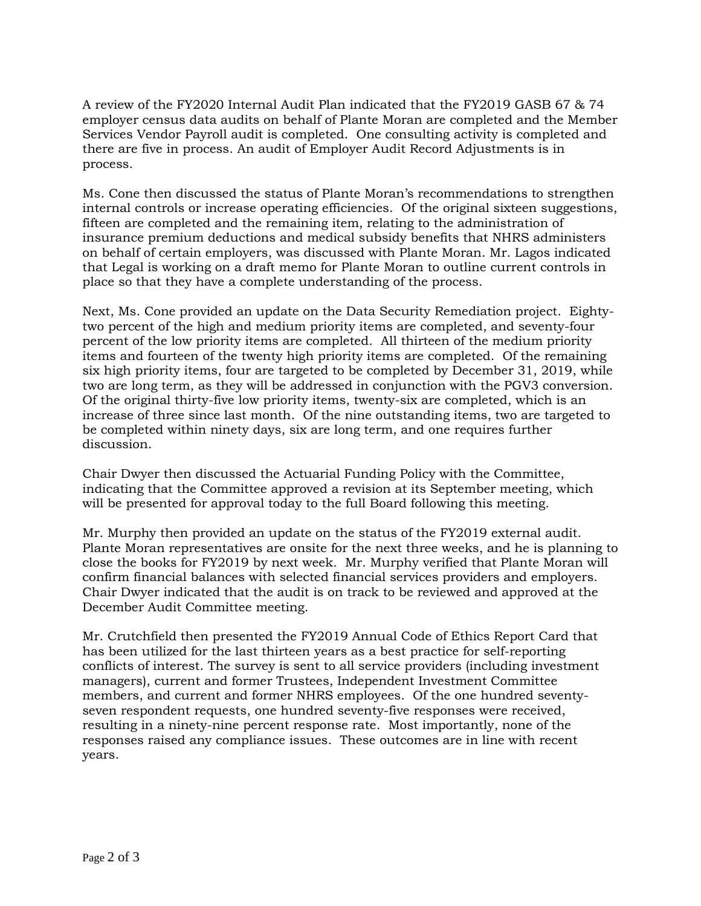A review of the FY2020 Internal Audit Plan indicated that the FY2019 GASB 67 & 74 employer census data audits on behalf of Plante Moran are completed and the Member Services Vendor Payroll audit is completed. One consulting activity is completed and there are five in process. An audit of Employer Audit Record Adjustments is in process.

Ms. Cone then discussed the status of Plante Moran's recommendations to strengthen internal controls or increase operating efficiencies. Of the original sixteen suggestions, fifteen are completed and the remaining item, relating to the administration of insurance premium deductions and medical subsidy benefits that NHRS administers on behalf of certain employers, was discussed with Plante Moran. Mr. Lagos indicated that Legal is working on a draft memo for Plante Moran to outline current controls in place so that they have a complete understanding of the process.

Next, Ms. Cone provided an update on the Data Security Remediation project. Eighty-two percent of the high and medium priority items are completed, and seventy-four percent of the low priority items are completed. All thirteen of the medium priority items and fourteen of the twenty high priority items are completed. Of the remaining six high priority items, four are targeted to be completed by December 31, 2019, while two are long term, as they will be addressed in conjunction with the PGV3 conversion. Of the original thirty-five low priority items, twenty-six are completed, which is an increase of three since last month. Of the nine outstanding items, two are targeted to be completed within ninety days, six are long term, and one requires further discussion.

Chair Dwyer then discussed the Actuarial Funding Policy with the Committee, indicating that the Committee approved a revision at its September meeting, which will be presented for approval today to the full Board following this meeting.

Mr. Murphy then provided an update on the status of the FY2019 external audit. Plante Moran representatives are onsite for the next three weeks, and he is planning to close the books for FY2019 by next week. Mr. Murphy verified that Plante Moran will confirm financial balances with selected financial services providers and employers. Chair Dwyer indicated that the audit is on track to be reviewed and approved at the December Audit Committee meeting.

Mr. Crutchfield then presented the FY2019 Annual Code of Ethics Report Card that has been utilized for the last thirteen years as a best practice for self-reporting conflicts of interest. The survey is sent to all service providers (including investment managers), current and former Trustees, Independent Investment Committee members, and current and former NHRS employees. Of the one hundred seventy-seven respondent requests, one hundred seventy-five responses were received, resulting in a ninety-nine percent response rate. Most importantly, none of the responses raised any compliance issues. These outcomes are in line with recent years.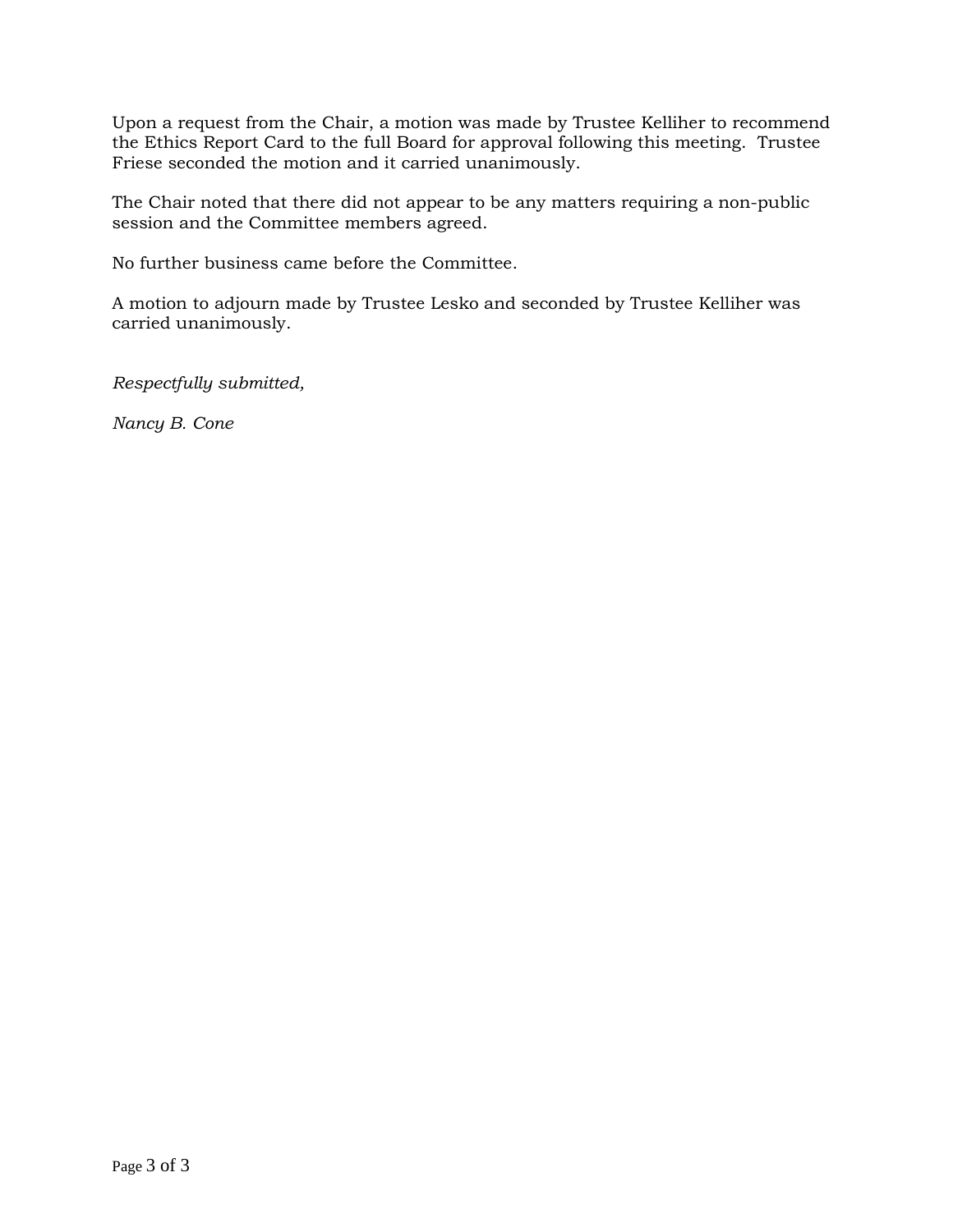Upon a request from the Chair, a motion was made by Trustee Kelliher to recommend the Ethics Report Card to the full Board for approval following this meeting. Trustee Friese seconded the motion and it carried unanimously.

The Chair noted that there did not appear to be any matters requiring a non-public session and the Committee members agreed.

No further business came before the Committee.

A motion to adjourn made by Trustee Lesko and seconded by Trustee Kelliher was carried unanimously.

*Respectfully submitted,*

*Nancy B. Cone*